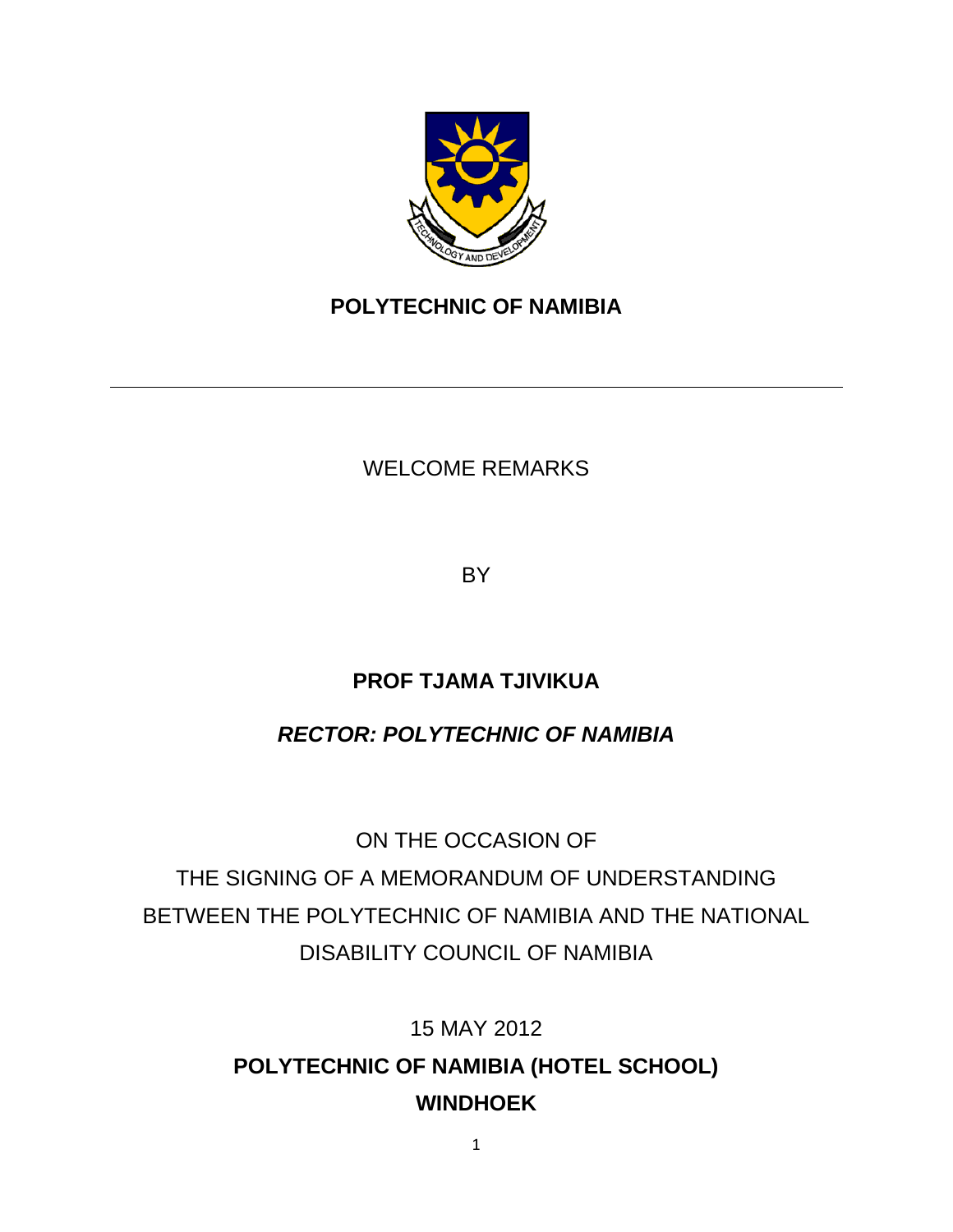**POLYTECHNIC OF NAMIBIA**

---

WELCOME REMARKS

BY

**PROF TJAMA TJIVIKUA**

***RECTOR: POLYTECHNIC OF NAMIBIA***

ON THE OCCASION OF
THE SIGNING OF A MEMORANDUM OF UNDERSTANDING BETWEEN THE POLYTECHNIC OF NAMIBIA AND THE NATIONAL DISABILITY COUNCIL OF NAMIBIA

15 MAY 2012

**POLYTECHNIC OF NAMIBIA (HOTEL SCHOOL)**
**WINDHOEK**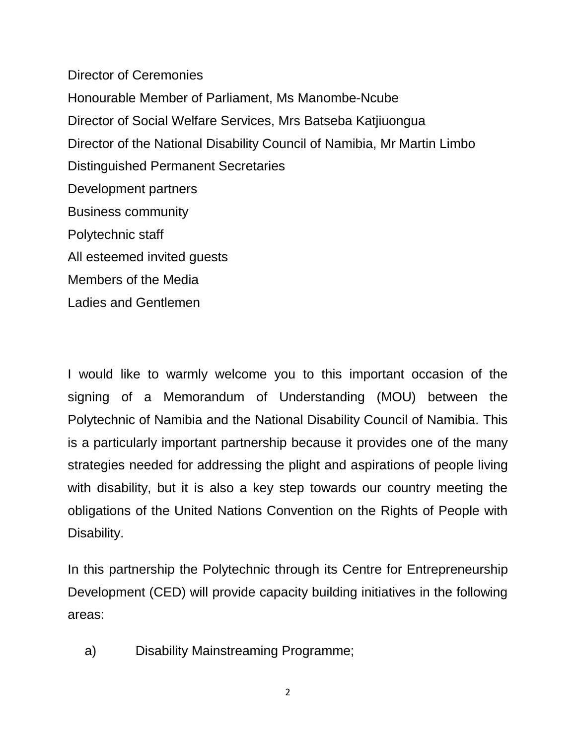Director of Ceremonies

Honourable Member of Parliament, Ms Manombe-Ncube

Director of Social Welfare Services, Mrs Batseba Katjiuongua

Director of the National Disability Council of Namibia, Mr Martin Limbo

Distinguished Permanent Secretaries

Development partners

Business community

Polytechnic staff

All esteemed invited guests

Members of the Media

Ladies and Gentlemen

I would like to warmly welcome you to this important occasion of the signing of a Memorandum of Understanding (MOU) between the Polytechnic of Namibia and the National Disability Council of Namibia. This is a particularly important partnership because it provides one of the many strategies needed for addressing the plight and aspirations of people living with disability, but it is also a key step towards our country meeting the obligations of the United Nations Convention on the Rights of People with Disability.

In this partnership the Polytechnic through its Centre for Entrepreneurship Development (CED) will provide capacity building initiatives in the following areas:

a) Disability Mainstreaming Programme;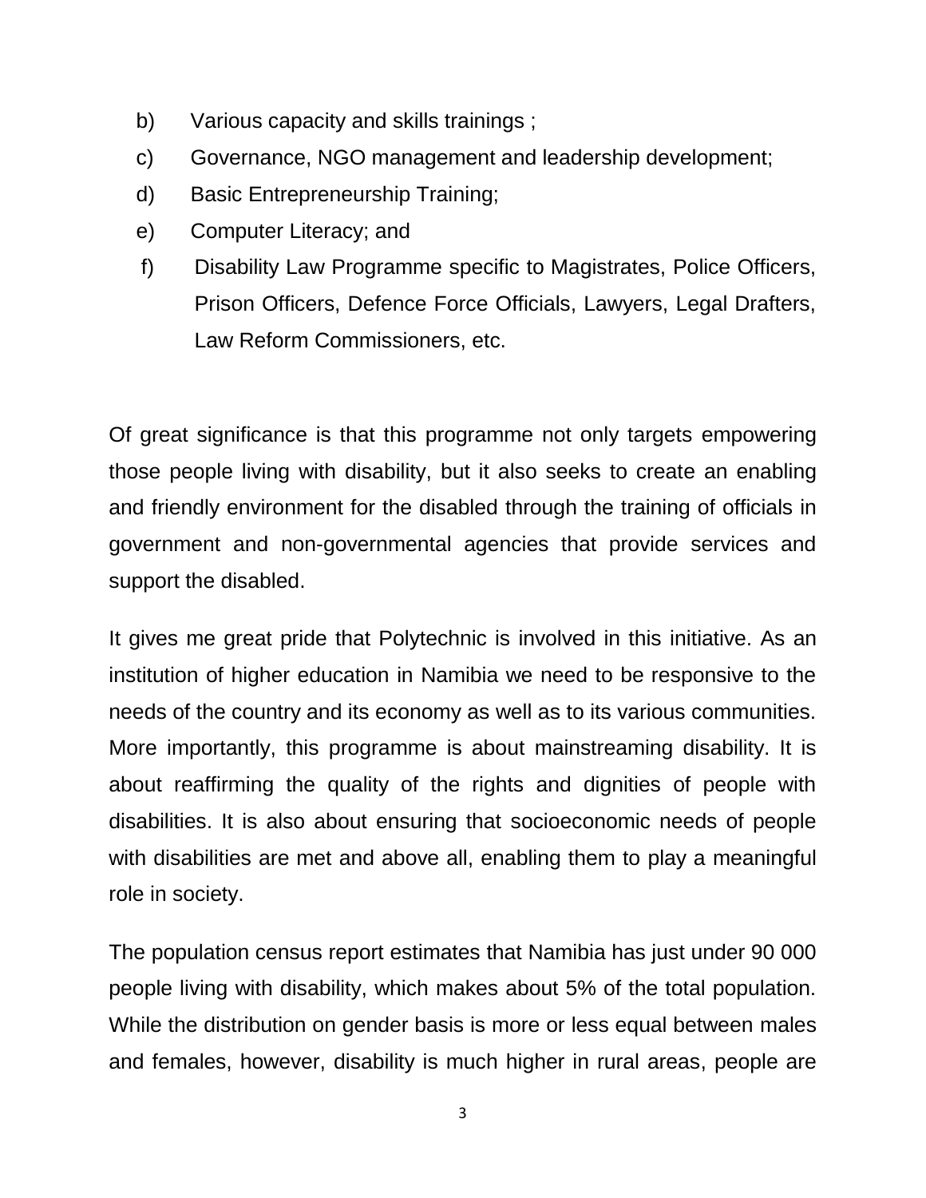b) Various capacity and skills trainings ;
c) Governance, NGO management and leadership development;
d) Basic Entrepreneurship Training;
e) Computer Literacy; and
f) Disability Law Programme specific to Magistrates, Police Officers, Prison Officers, Defence Force Officials, Lawyers, Legal Drafters, Law Reform Commissioners, etc.

Of great significance is that this programme not only targets empowering those people living with disability, but it also seeks to create an enabling and friendly environment for the disabled through the training of officials in government and non-governmental agencies that provide services and support the disabled.

It gives me great pride that Polytechnic is involved in this initiative. As an institution of higher education in Namibia we need to be responsive to the needs of the country and its economy as well as to its various communities. More importantly, this programme is about mainstreaming disability. It is about reaffirming the quality of the rights and dignities of people with disabilities. It is also about ensuring that socioeconomic needs of people with disabilities are met and above all, enabling them to play a meaningful role in society.

The population census report estimates that Namibia has just under 90 000 people living with disability, which makes about 5% of the total population. While the distribution on gender basis is more or less equal between males and females, however, disability is much higher in rural areas, people are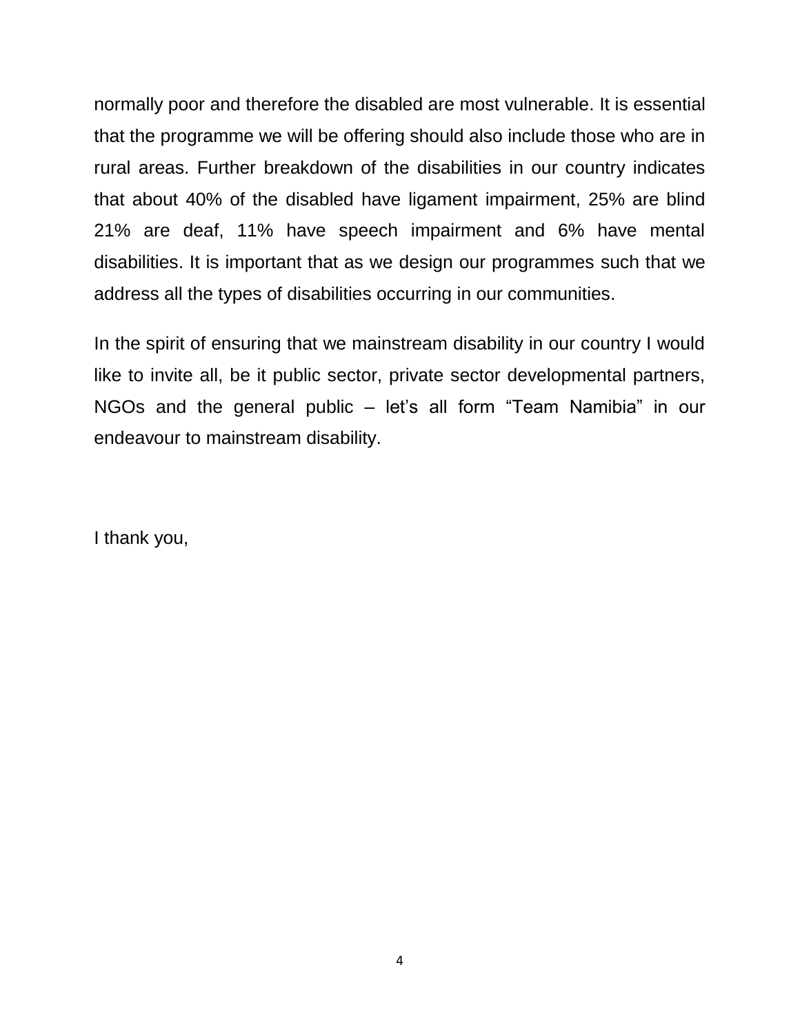normally poor and therefore the disabled are most vulnerable. It is essential that the programme we will be offering should also include those who are in rural areas. Further breakdown of the disabilities in our country indicates that about 40% of the disabled have ligament impairment, 25% are blind 21% are deaf, 11% have speech impairment and 6% have mental disabilities. It is important that as we design our programmes such that we address all the types of disabilities occurring in our communities.

In the spirit of ensuring that we mainstream disability in our country I would like to invite all, be it public sector, private sector developmental partners, NGOs and the general public – let's all form "Team Namibia" in our endeavour to mainstream disability.

I thank you,